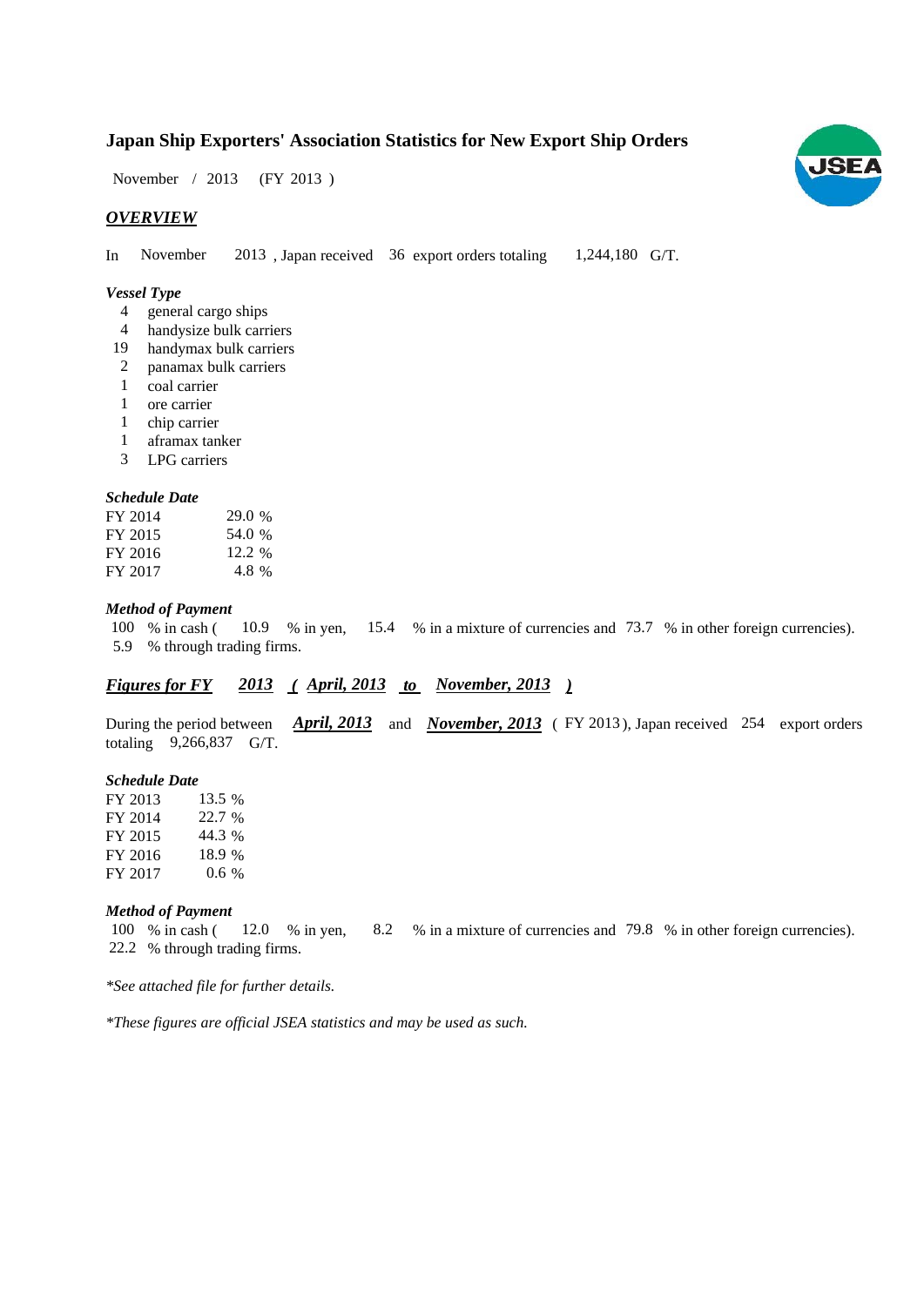# Japan Ship Exporters' Association Statistics for New Export Ship Orders

November / 2013 (FY 2013 )

## *OVERVIEW*

In November 2013 , Japan received 36 export orders totaling 1,244,180 G/T.

### *Vessel Type*

- 4 general cargo ships
- 4 handysize bulk carriers
- 19 handymax bulk carriers
- 2 panamax bulk carriers
- 1 coal carrier
- 1 ore carrier
- 1 chip carrier
- 1 aframax tanker
- 3 LPG carriers

### *Schedule Date*

| | |
|---|---|
| FY 2014 | 29.0 % |
| FY 2015 | 54.0 % |
| FY 2016 | 12.2 % |
| FY 2017 | 4.8 % |

### *Method of Payment*

100 % in cash ( 10.9 % in yen, 15.4 % in a mixture of currencies and 73.7 % in other foreign currencies).
5.9 % through trading firms.

## *Figures for FY 2013 ( April, 2013 to November, 2013 )*

During the period between ***April, 2013*** and ***November, 2013*** ( FY 2013 ), Japan received 254 export orders totaling 9,266,837 G/T.

### *Schedule Date*

| | |
|---|---|
| FY 2013 | 13.5 % |
| FY 2014 | 22.7 % |
| FY 2015 | 44.3 % |
| FY 2016 | 18.9 % |
| FY 2017 | 0.6 % |

### *Method of Payment*

100 % in cash ( 12.0 % in yen, 8.2 % in a mixture of currencies and 79.8 % in other foreign currencies).
22.2 % through trading firms.

*\*See attached file for further details.*

*\*These figures are official JSEA statistics and may be used as such.*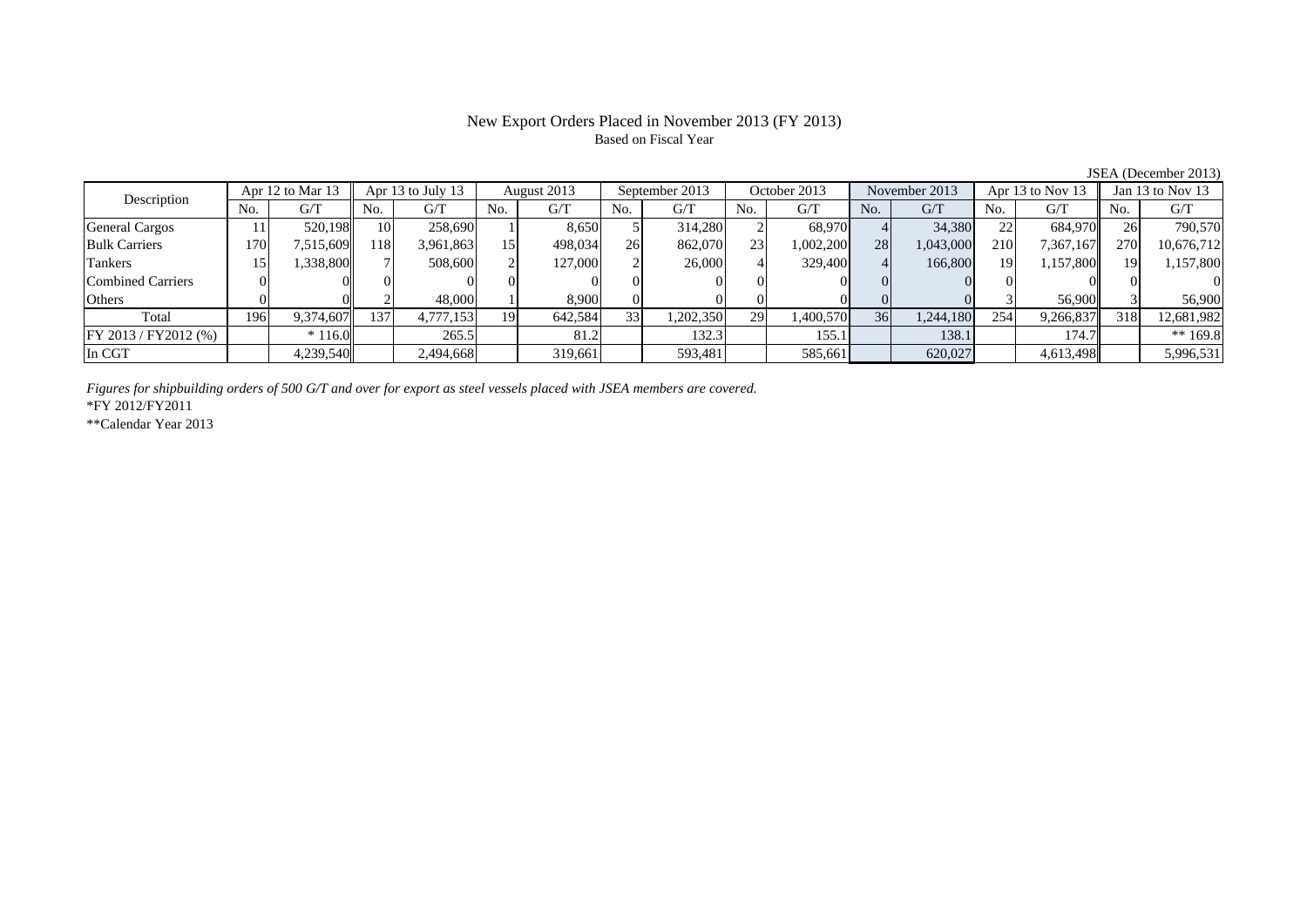# New Export Orders Placed in November 2013 (FY 2013)

Based on Fiscal Year

JSEA (December 2013)

| Description | Apr 12 to Mar 13 | | Apr 13 to July 13 | | August 2013 | | September 2013 | | October 2013 | | November 2013 | | Apr 13 to Nov 13 | | Jan 13 to Nov 13 | |
|---|---|---|---|---|---|---|---|---|---|---|---|---|---|---|---|---|
| | No. | G/T | No. | G/T | No. | G/T | No. | G/T | No. | G/T | No. | G/T | No. | G/T | No. | G/T |
| General Cargos | 11 | 520,198 | 10 | 258,690 | 1 | 8,650 | 5 | 314,280 | 2 | 68,970 | 4 | 34,380 | 22 | 684,970 | 26 | 790,570 |
| Bulk Carriers | 170 | 7,515,609 | 118 | 3,961,863 | 15 | 498,034 | 26 | 862,070 | 23 | 1,002,200 | 28 | 1,043,000 | 210 | 7,367,167 | 270 | 10,676,712 |
| Tankers | 15 | 1,338,800 | 7 | 508,600 | 2 | 127,000 | 2 | 26,000 | 4 | 329,400 | 4 | 166,800 | 19 | 1,157,800 | 19 | 1,157,800 |
| Combined Carriers | 0 | 0 | 0 | 0 | 0 | 0 | 0 | 0 | 0 | 0 | 0 | 0 | 0 | 0 | 0 | 0 |
| Others | 0 | 0 | 2 | 48,000 | 1 | 8,900 | 0 | 0 | 0 | 0 | 0 | 0 | 3 | 56,900 | 3 | 56,900 |
| Total | 196 | 9,374,607 | 137 | 4,777,153 | 19 | 642,584 | 33 | 1,202,350 | 29 | 1,400,570 | 36 | 1,244,180 | 254 | 9,266,837 | 318 | 12,681,982 |
| FY 2013 / FY2012 (%) | | * 116.0 | | 265.5 | | 81.2 | | 132.3 | | 155.1 | | 138.1 | | 174.7 | | ** 169.8 |
| In CGT | | 4,239,540 | | 2,494,668 | | 319,661 | | 593,481 | | 585,661 | | 620,027 | | 4,613,498 | | 5,996,531 |

*Figures for shipbuilding orders of 500 G/T and over for export as steel vessels placed with JSEA members are covered.*

*FY 2012/FY2011

**Calendar Year 2013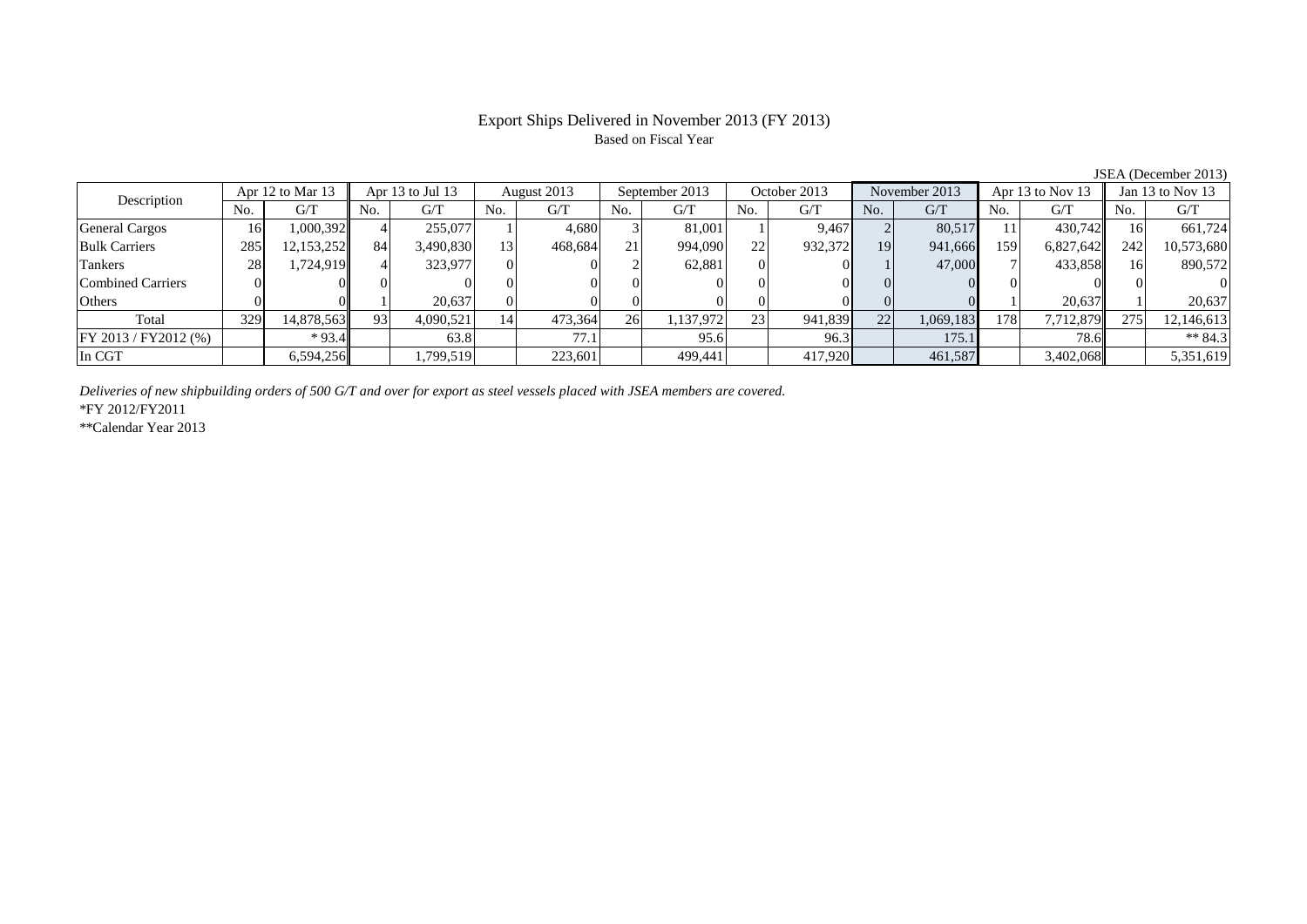# Export Ships Delivered in November 2013 (FY 2013)

Based on Fiscal Year

JSEA (December 2013)

| Description | Apr 12 to Mar 13 | | Apr 13 to Jul 13 | | August 2013 | | September 2013 | | October 2013 | | November 2013 | | Apr 13 to Nov 13 | | Jan 13 to Nov 13 | |
|---|---|---|---|---|---|---|---|---|---|---|---|---|---|---|---|---|
| | No. | G/T | No. | G/T | No. | G/T | No. | G/T | No. | G/T | No. | G/T | No. | G/T | No. | G/T |
| General Cargos | 16 | 1,000,392 | 4 | 255,077 | 1 | 4,680 | 3 | 81,001 | 1 | 9,467 | 2 | 80,517 | 11 | 430,742 | 16 | 661,724 |
| Bulk Carriers | 285 | 12,153,252 | 84 | 3,490,830 | 13 | 468,684 | 21 | 994,090 | 22 | 932,372 | 19 | 941,666 | 159 | 6,827,642 | 242 | 10,573,680 |
| Tankers | 28 | 1,724,919 | 4 | 323,977 | 0 | 0 | 2 | 62,881 | 0 | 0 | 1 | 47,000 | 7 | 433,858 | 16 | 890,572 |
| Combined Carriers | 0 | 0 | 0 | 0 | 0 | 0 | 0 | 0 | 0 | 0 | 0 | 0 | 0 | 0 | 0 | 0 |
| Others | 0 | 0 | 1 | 20,637 | 0 | 0 | 0 | 0 | 0 | 0 | 0 | 0 | 1 | 20,637 | 1 | 20,637 |
| Total | 329 | 14,878,563 | 93 | 4,090,521 | 14 | 473,364 | 26 | 1,137,972 | 23 | 941,839 | 22 | 1,069,183 | 178 | 7,712,879 | 275 | 12,146,613 |
| FY 2013 / FY2012 (%) | | * 93.4 | | 63.8 | | 77.1 | | 95.6 | | 96.3 | | 175.1 | | 78.6 | | ** 84.3 |
| In CGT | | 6,594,256 | | 1,799,519 | | 223,601 | | 499,441 | | 417,920 | | 461,587 | | 3,402,068 | | 5,351,619 |

*Deliveries of new shipbuilding orders of 500 G/T and over for export as steel vessels placed with JSEA members are covered.*

*FY 2012/FY2011

**Calendar Year 2013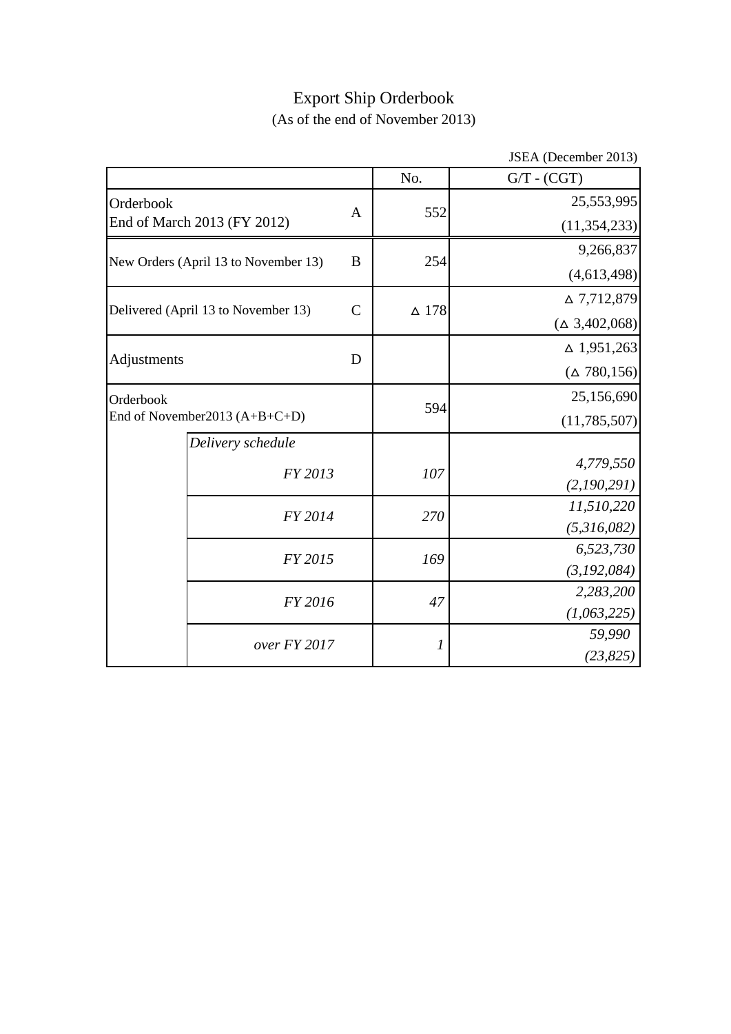# Export Ship Orderbook

(As of the end of November 2013)

JSEA (December 2013)

| | | | No. | G/T - (CGT) |
|---|---|---|---|---|
| Orderbook<br>End of March 2013 (FY 2012) | | A | 552 | 25,553,995<br>(11,354,233) |
| New Orders (April 13 to November 13) | | B | 254 | 9,266,837<br>(4,613,498) |
| Delivered (April 13 to November 13) | | C | △ 178 | △ 7,712,879<br>(△ 3,402,068) |
| Adjustments | | D | | △ 1,951,263<br>(△ 780,156) |
| Orderbook<br>End of November2013 (A+B+C+D) | | | 594 | 25,156,690<br>(11,785,507) |
| | *Delivery schedule* | | | |
| | *FY 2013* | | *107* | *4,779,550*<br>*(2,190,291)* |
| | *FY 2014* | | *270* | *11,510,220*<br>*(5,316,082)* |
| | *FY 2015* | | *169* | *6,523,730*<br>*(3,192,084)* |
| | *FY 2016* | | *47* | *2,283,200*<br>*(1,063,225)* |
| | *over FY 2017* | | *1* | *59,990*<br>*(23,825)* |